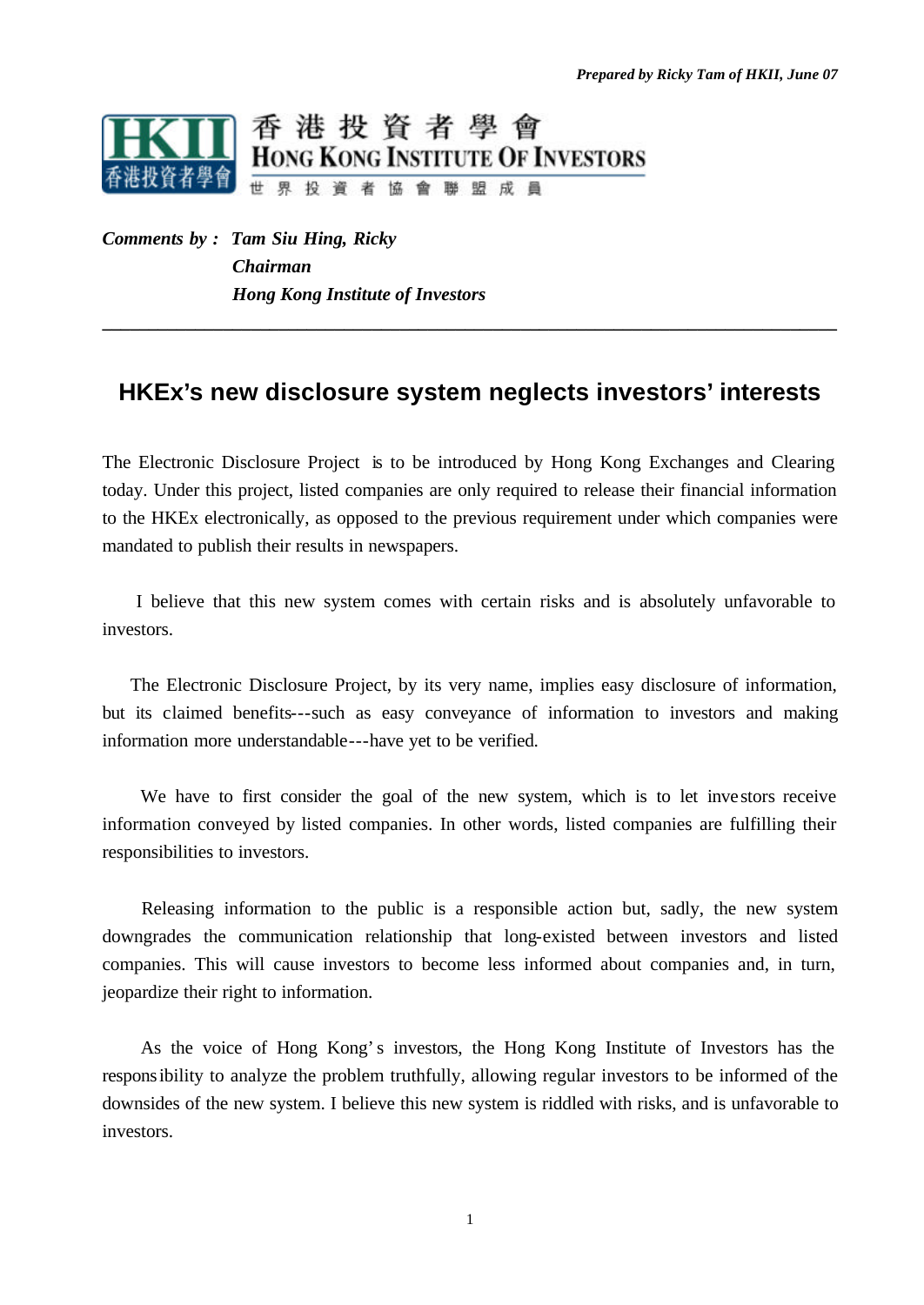*Prepared by Ricky Tam of HKII, June 07*

香港投資者學會
HONG KONG INSTITUTE OF INVESTORS
世界投資者協會聯盟成員

***Comments by : Tam Siu Hing, Ricky***
***Chairman***
***Hong Kong Institute of Investors***

---

## HKEx's new disclosure system neglects investors' interests

The Electronic Disclosure Project is to be introduced by Hong Kong Exchanges and Clearing today. Under this project, listed companies are only required to release their financial information to the HKEx electronically, as opposed to the previous requirement under which companies were mandated to publish their results in newspapers.

I believe that this new system comes with certain risks and is absolutely unfavorable to investors.

The Electronic Disclosure Project, by its very name, implies easy disclosure of information, but its claimed benefits---such as easy conveyance of information to investors and making information more understandable---have yet to be verified.

We have to first consider the goal of the new system, which is to let investors receive information conveyed by listed companies. In other words, listed companies are fulfilling their responsibilities to investors.

Releasing information to the public is a responsible action but, sadly, the new system downgrades the communication relationship that long-existed between investors and listed companies. This will cause investors to become less informed about companies and, in turn, jeopardize their right to information.

As the voice of Hong Kong's investors, the Hong Kong Institute of Investors has the responsibility to analyze the problem truthfully, allowing regular investors to be informed of the downsides of the new system. I believe this new system is riddled with risks, and is unfavorable to investors.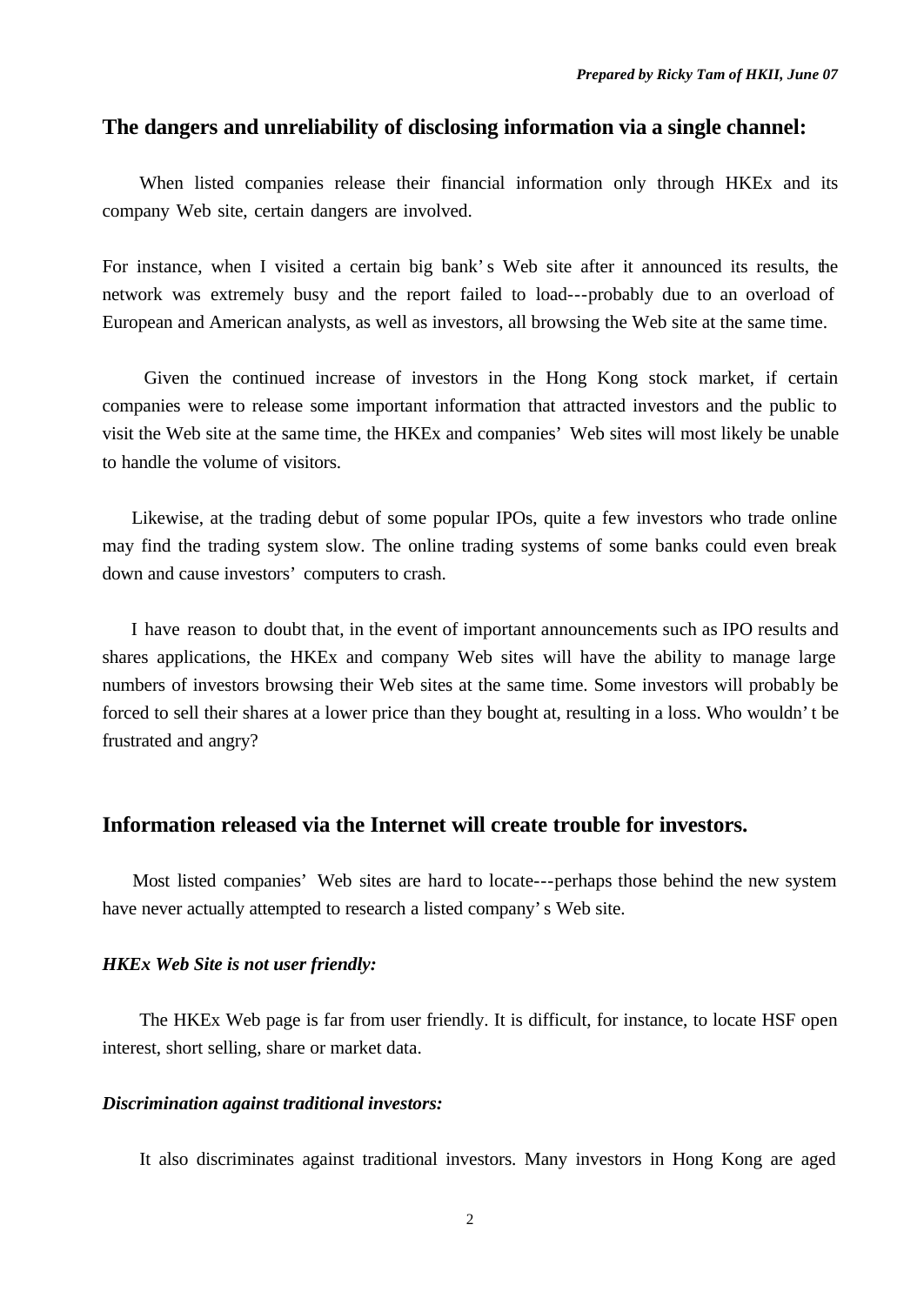## The dangers and unreliability of disclosing information via a single channel:

When listed companies release their financial information only through HKEx and its company Web site, certain dangers are involved.

For instance, when I visited a certain big bank's Web site after it announced its results, the network was extremely busy and the report failed to load---probably due to an overload of European and American analysts, as well as investors, all browsing the Web site at the same time.

Given the continued increase of investors in the Hong Kong stock market, if certain companies were to release some important information that attracted investors and the public to visit the Web site at the same time, the HKEx and companies' Web sites will most likely be unable to handle the volume of visitors.

Likewise, at the trading debut of some popular IPOs, quite a few investors who trade online may find the trading system slow. The online trading systems of some banks could even break down and cause investors' computers to crash.

I have reason to doubt that, in the event of important announcements such as IPO results and shares applications, the HKEx and company Web sites will have the ability to manage large numbers of investors browsing their Web sites at the same time. Some investors will probably be forced to sell their shares at a lower price than they bought at, resulting in a loss. Who wouldn't be frustrated and angry?

## Information released via the Internet will create trouble for investors.

Most listed companies' Web sites are hard to locate---perhaps those behind the new system have never actually attempted to research a listed company's Web site.

***HKEx Web Site is not user friendly:***

The HKEx Web page is far from user friendly. It is difficult, for instance, to locate HSF open interest, short selling, share or market data.

***Discrimination against traditional investors:***

It also discriminates against traditional investors. Many investors in Hong Kong are aged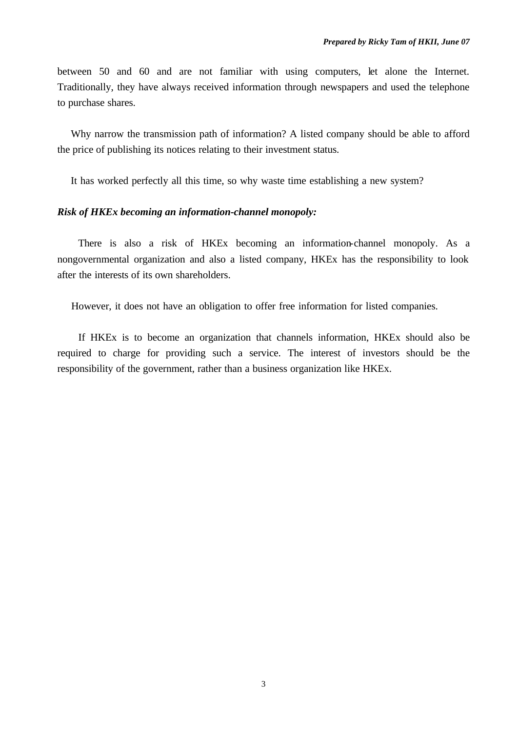between 50 and 60 and are not familiar with using computers, let alone the Internet. Traditionally, they have always received information through newspapers and used the telephone to purchase shares.

Why narrow the transmission path of information? A listed company should be able to afford the price of publishing its notices relating to their investment status.

It has worked perfectly all this time, so why waste time establishing a new system?

***Risk of HKEx becoming an information-channel monopoly:***

There is also a risk of HKEx becoming an information-channel monopoly. As a nongovernmental organization and also a listed company, HKEx has the responsibility to look after the interests of its own shareholders.

However, it does not have an obligation to offer free information for listed companies.

If HKEx is to become an organization that channels information, HKEx should also be required to charge for providing such a service. The interest of investors should be the responsibility of the government, rather than a business organization like HKEx.